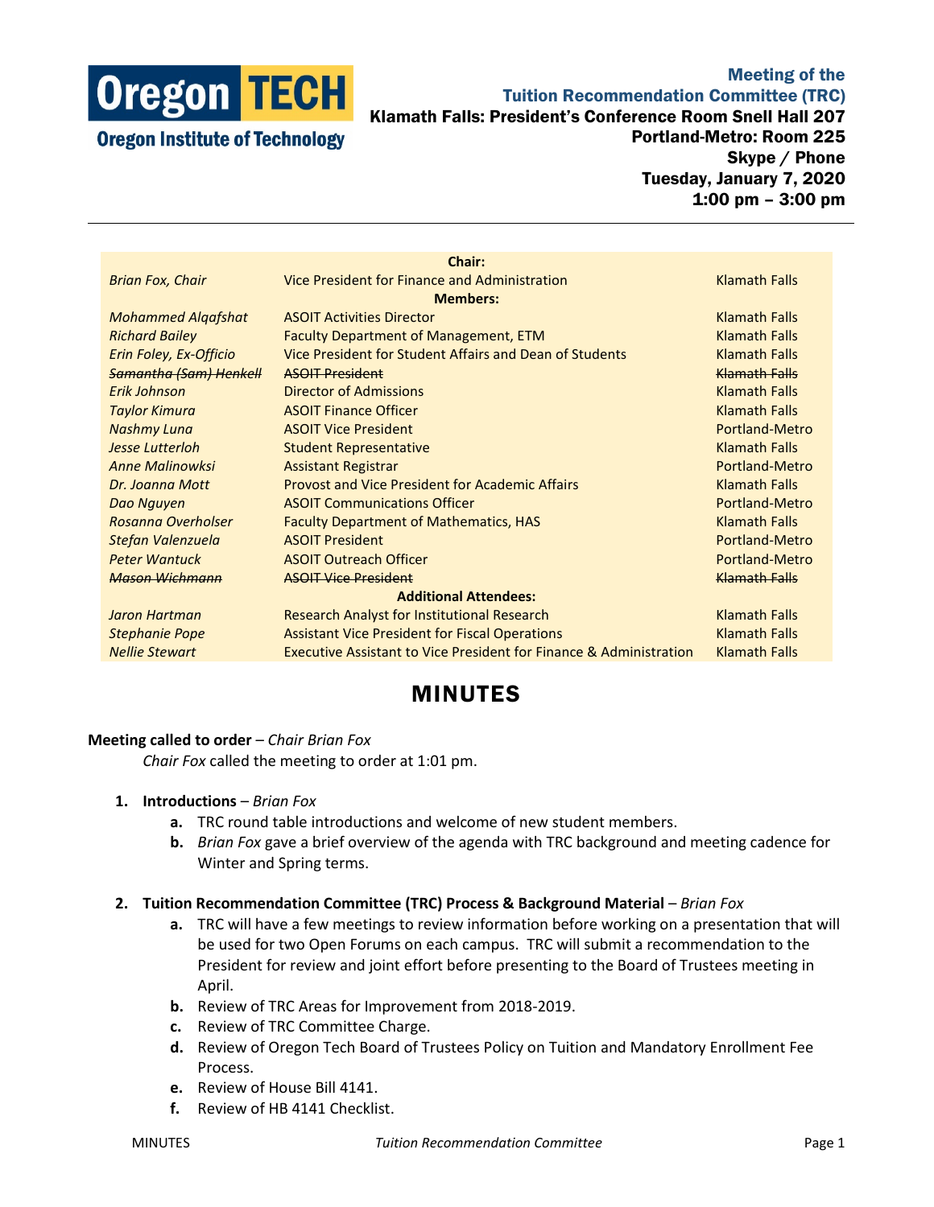**Oregon TECH**
**Oregon Institute of Technology**

**Meeting of the**
**Tuition Recommendation Committee (TRC)**
**Klamath Falls: President's Conference Room Snell Hall 207**
**Portland-Metro: Room 225**
**Skype / Phone**
**Tuesday, January 7, 2020**
**1:00 pm – 3:00 pm**

---

| | **Chair:** | |
|---|---|---|
| *Brian Fox, Chair* | Vice President for Finance and Administration | Klamath Falls |
| | **Members:** | |
| *Mohammed Alqafshat* | ASOIT Activities Director | Klamath Falls |
| *Richard Bailey* | Faculty Department of Management, ETM | Klamath Falls |
| *Erin Foley, Ex-Officio* | Vice President for Student Affairs and Dean of Students | Klamath Falls |
| ~~*Samantha (Sam) Henkell*~~ | ~~ASOIT President~~ | ~~Klamath Falls~~ |
| *Erik Johnson* | Director of Admissions | Klamath Falls |
| *Taylor Kimura* | ASOIT Finance Officer | Klamath Falls |
| *Nashmy Luna* | ASOIT Vice President | Portland-Metro |
| *Jesse Lutterloh* | Student Representative | Klamath Falls |
| *Anne Malinowksi* | Assistant Registrar | Portland-Metro |
| *Dr. Joanna Mott* | Provost and Vice President for Academic Affairs | Klamath Falls |
| *Dao Nguyen* | ASOIT Communications Officer | Portland-Metro |
| *Rosanna Overholser* | Faculty Department of Mathematics, HAS | Klamath Falls |
| *Stefan Valenzuela* | ASOIT President | Portland-Metro |
| *Peter Wantuck* | ASOIT Outreach Officer | Portland-Metro |
| ~~*Mason Wichmann*~~ | ~~ASOIT Vice President~~ | ~~Klamath Falls~~ |
| | **Additional Attendees:** | |
| *Jaron Hartman* | Research Analyst for Institutional Research | Klamath Falls |
| *Stephanie Pope* | Assistant Vice President for Fiscal Operations | Klamath Falls |
| *Nellie Stewart* | Executive Assistant to Vice President for Finance & Administration | Klamath Falls |

# MINUTES

**Meeting called to order** – *Chair Brian Fox*

*Chair Fox* called the meeting to order at 1:01 pm.

1. **Introductions** – *Brian Fox*
   a. TRC round table introductions and welcome of new student members.
   b. *Brian Fox* gave a brief overview of the agenda with TRC background and meeting cadence for Winter and Spring terms.

2. **Tuition Recommendation Committee (TRC) Process & Background Material** – *Brian Fox*
   a. TRC will have a few meetings to review information before working on a presentation that will be used for two Open Forums on each campus. TRC will submit a recommendation to the President for review and joint effort before presenting to the Board of Trustees meeting in April.
   b. Review of TRC Areas for Improvement from 2018-2019.
   c. Review of TRC Committee Charge.
   d. Review of Oregon Tech Board of Trustees Policy on Tuition and Mandatory Enrollment Fee Process.
   e. Review of House Bill 4141.
   f. Review of HB 4141 Checklist.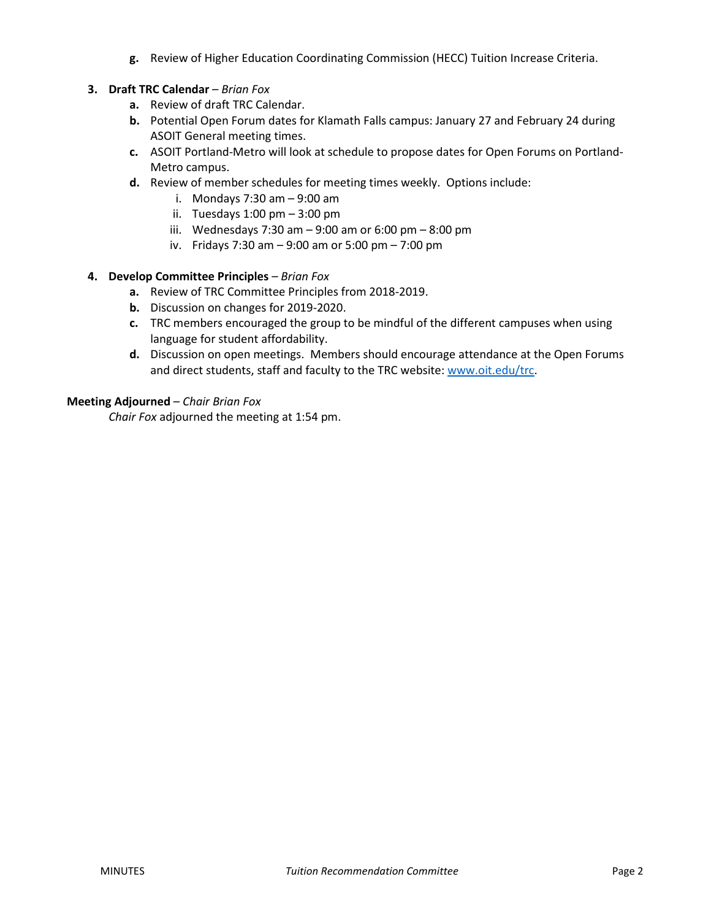g. Review of Higher Education Coordinating Commission (HECC) Tuition Increase Criteria.

3. **Draft TRC Calendar** – *Brian Fox*
   a. Review of draft TRC Calendar.
   b. Potential Open Forum dates for Klamath Falls campus: January 27 and February 24 during ASOIT General meeting times.
   c. ASOIT Portland-Metro will look at schedule to propose dates for Open Forums on Portland-Metro campus.
   d. Review of member schedules for meeting times weekly. Options include:
      i. Mondays 7:30 am – 9:00 am
      ii. Tuesdays 1:00 pm – 3:00 pm
      iii. Wednesdays 7:30 am – 9:00 am or 6:00 pm – 8:00 pm
      iv. Fridays 7:30 am – 9:00 am or 5:00 pm – 7:00 pm

4. **Develop Committee Principles** – *Brian Fox*
   a. Review of TRC Committee Principles from 2018-2019.
   b. Discussion on changes for 2019-2020.
   c. TRC members encouraged the group to be mindful of the different campuses when using language for student affordability.
   d. Discussion on open meetings. Members should encourage attendance at the Open Forums and direct students, staff and faculty to the TRC website: www.oit.edu/trc.

**Meeting Adjourned** – *Chair Brian Fox*

*Chair Fox* adjourned the meeting at 1:54 pm.